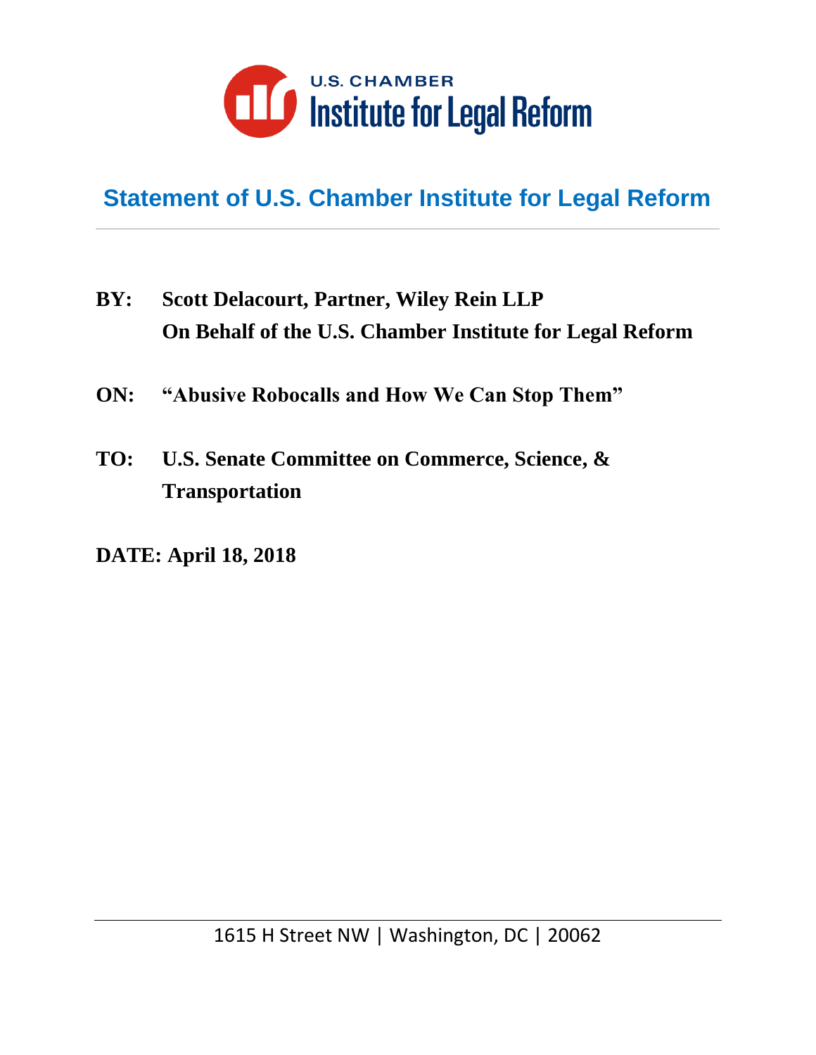U.S. CHAMBER
Institute for Legal Reform

# Statement of U.S. Chamber Institute for Legal Reform

---

**BY: Scott Delacourt, Partner, Wiley Rein LLP**
**On Behalf of the U.S. Chamber Institute for Legal Reform**

**ON: "Abusive Robocalls and How We Can Stop Them"**

**TO: U.S. Senate Committee on Commerce, Science, & Transportation**

**DATE: April 18, 2018**

---

1615 H Street NW | Washington, DC | 20062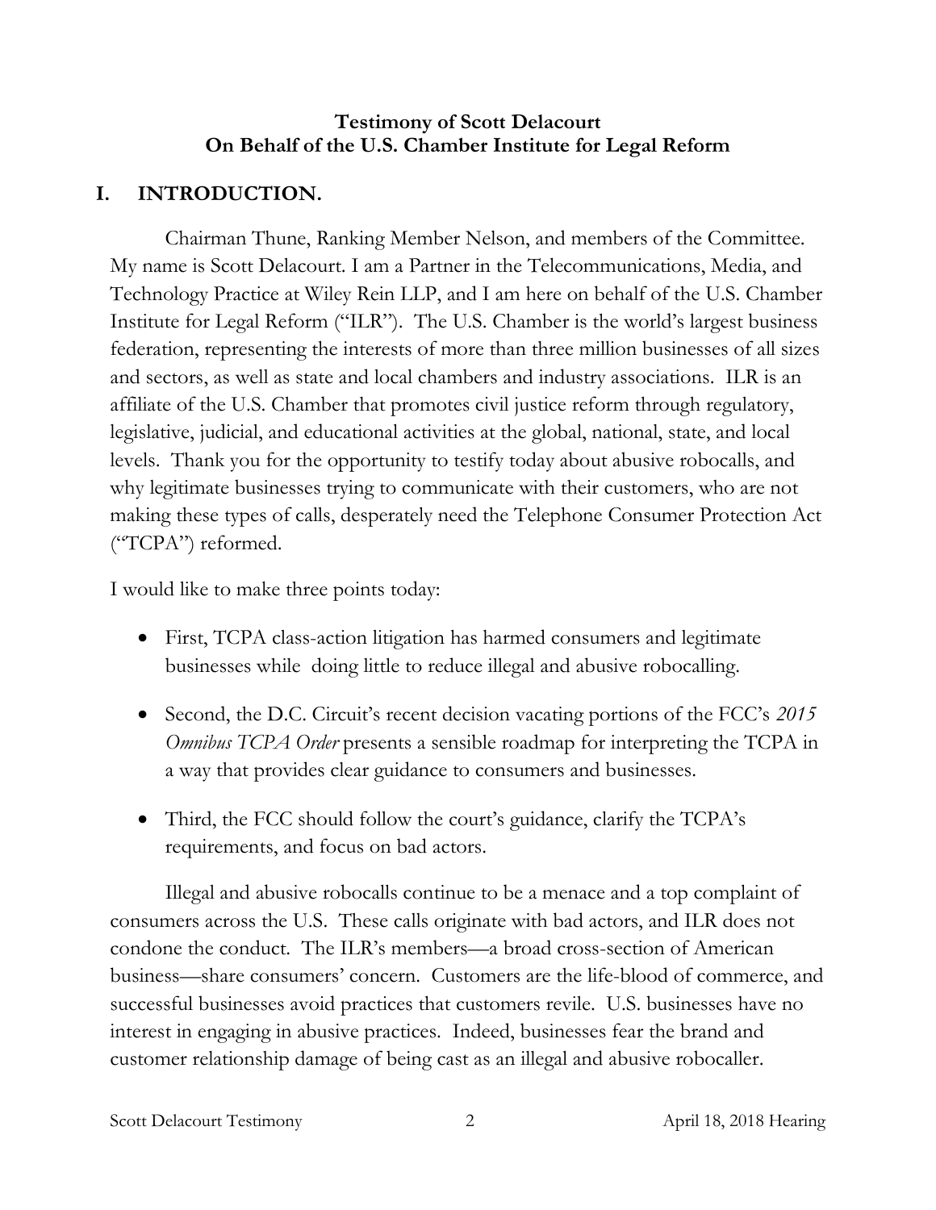**Testimony of Scott Delacourt**
**On Behalf of the U.S. Chamber Institute for Legal Reform**

## I. INTRODUCTION.

Chairman Thune, Ranking Member Nelson, and members of the Committee. My name is Scott Delacourt. I am a Partner in the Telecommunications, Media, and Technology Practice at Wiley Rein LLP, and I am here on behalf of the U.S. Chamber Institute for Legal Reform ("ILR"). The U.S. Chamber is the world's largest business federation, representing the interests of more than three million businesses of all sizes and sectors, as well as state and local chambers and industry associations. ILR is an affiliate of the U.S. Chamber that promotes civil justice reform through regulatory, legislative, judicial, and educational activities at the global, national, state, and local levels. Thank you for the opportunity to testify today about abusive robocalls, and why legitimate businesses trying to communicate with their customers, who are not making these types of calls, desperately need the Telephone Consumer Protection Act ("TCPA") reformed.

I would like to make three points today:

- First, TCPA class-action litigation has harmed consumers and legitimate businesses while doing little to reduce illegal and abusive robocalling.
- Second, the D.C. Circuit's recent decision vacating portions of the FCC's *2015 Omnibus TCPA Order* presents a sensible roadmap for interpreting the TCPA in a way that provides clear guidance to consumers and businesses.
- Third, the FCC should follow the court's guidance, clarify the TCPA's requirements, and focus on bad actors.

Illegal and abusive robocalls continue to be a menace and a top complaint of consumers across the U.S. These calls originate with bad actors, and ILR does not condone the conduct. The ILR's members—a broad cross-section of American business—share consumers' concern. Customers are the life-blood of commerce, and successful businesses avoid practices that customers revile. U.S. businesses have no interest in engaging in abusive practices. Indeed, businesses fear the brand and customer relationship damage of being cast as an illegal and abusive robocaller.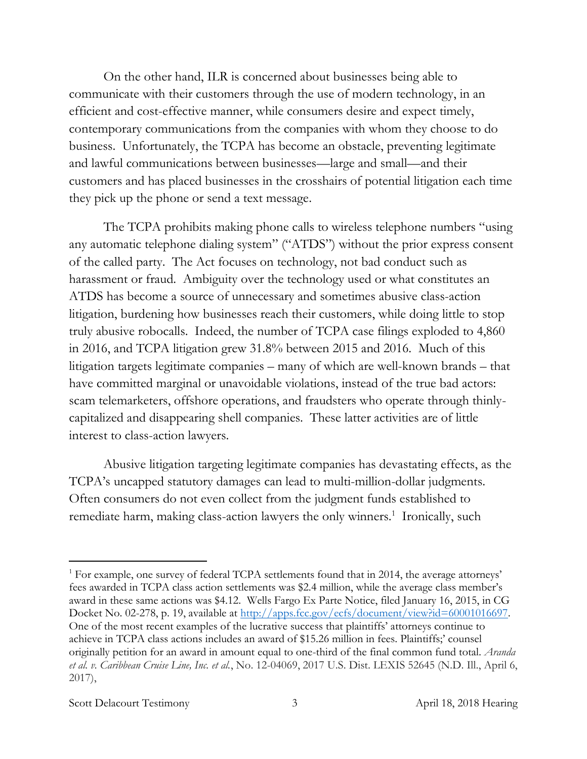On the other hand, ILR is concerned about businesses being able to communicate with their customers through the use of modern technology, in an efficient and cost-effective manner, while consumers desire and expect timely, contemporary communications from the companies with whom they choose to do business. Unfortunately, the TCPA has become an obstacle, preventing legitimate and lawful communications between businesses—large and small—and their customers and has placed businesses in the crosshairs of potential litigation each time they pick up the phone or send a text message.

The TCPA prohibits making phone calls to wireless telephone numbers "using any automatic telephone dialing system" ("ATDS") without the prior express consent of the called party. The Act focuses on technology, not bad conduct such as harassment or fraud. Ambiguity over the technology used or what constitutes an ATDS has become a source of unnecessary and sometimes abusive class-action litigation, burdening how businesses reach their customers, while doing little to stop truly abusive robocalls. Indeed, the number of TCPA case filings exploded to 4,860 in 2016, and TCPA litigation grew 31.8% between 2015 and 2016. Much of this litigation targets legitimate companies – many of which are well-known brands – that have committed marginal or unavoidable violations, instead of the true bad actors: scam telemarketers, offshore operations, and fraudsters who operate through thinly-capitalized and disappearing shell companies. These latter activities are of little interest to class-action lawyers.

Abusive litigation targeting legitimate companies has devastating effects, as the TCPA's uncapped statutory damages can lead to multi-million-dollar judgments. Often consumers do not even collect from the judgment funds established to remediate harm, making class-action lawyers the only winners.[1] Ironically, such

---

[1] For example, one survey of federal TCPA settlements found that in 2014, the average attorneys' fees awarded in TCPA class action settlements was $2.4 million, while the average class member's award in these same actions was $4.12. Wells Fargo Ex Parte Notice, filed January 16, 2015, in CG Docket No. 02-278, p. 19, available at [http://apps.fcc.gov/ecfs/document/view?id=60001016697](http://apps.fcc.gov/ecfs/document/view?id=60001016697). One of the most recent examples of the lucrative success that plaintiffs' attorneys continue to achieve in TCPA class actions includes an award of $15.26 million in fees. Plaintiffs;' counsel originally petition for an award in amount equal to one-third of the final common fund total. *Aranda et al. v. Caribbean Cruise Line, Inc. et al.*, No. 12-04069, 2017 U.S. Dist. LEXIS 52645 (N.D. Ill., April 6, 2017),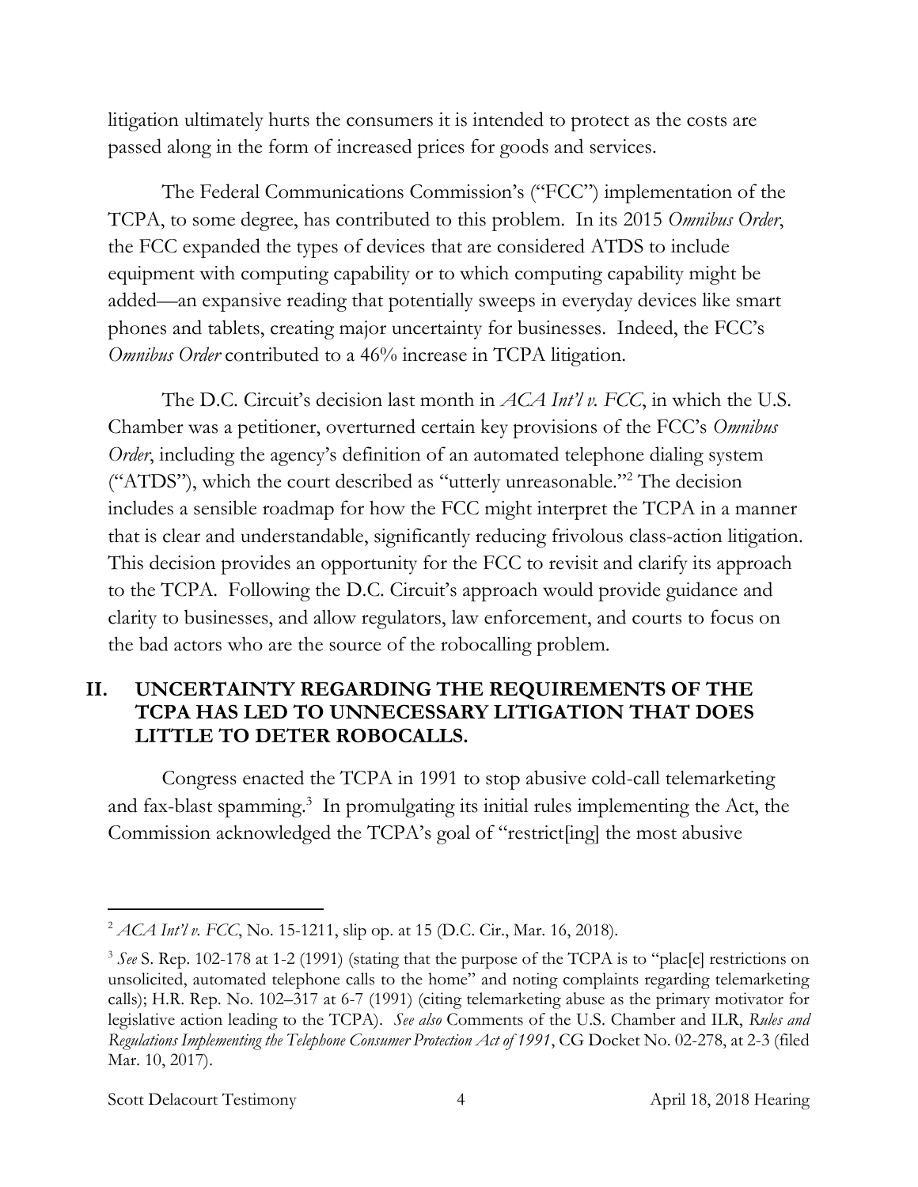litigation ultimately hurts the consumers it is intended to protect as the costs are passed along in the form of increased prices for goods and services.

The Federal Communications Commission's ("FCC") implementation of the TCPA, to some degree, has contributed to this problem. In its 2015 *Omnibus Order*, the FCC expanded the types of devices that are considered ATDS to include equipment with computing capability or to which computing capability might be added—an expansive reading that potentially sweeps in everyday devices like smart phones and tablets, creating major uncertainty for businesses. Indeed, the FCC's *Omnibus Order* contributed to a 46% increase in TCPA litigation.

The D.C. Circuit's decision last month in *ACA Int'l v. FCC*, in which the U.S. Chamber was a petitioner, overturned certain key provisions of the FCC's *Omnibus Order*, including the agency's definition of an automated telephone dialing system ("ATDS"), which the court described as "utterly unreasonable."[2] The decision includes a sensible roadmap for how the FCC might interpret the TCPA in a manner that is clear and understandable, significantly reducing frivolous class-action litigation. This decision provides an opportunity for the FCC to revisit and clarify its approach to the TCPA. Following the D.C. Circuit's approach would provide guidance and clarity to businesses, and allow regulators, law enforcement, and courts to focus on the bad actors who are the source of the robocalling problem.

## II. UNCERTAINTY REGARDING THE REQUIREMENTS OF THE TCPA HAS LED TO UNNECESSARY LITIGATION THAT DOES LITTLE TO DETER ROBOCALLS.

Congress enacted the TCPA in 1991 to stop abusive cold-call telemarketing and fax-blast spamming.[3] In promulgating its initial rules implementing the Act, the Commission acknowledged the TCPA's goal of "restrict[ing] the most abusive

---

[2] *ACA Int'l v. FCC*, No. 15-1211, slip op. at 15 (D.C. Cir., Mar. 16, 2018).

[3] *See* S. Rep. 102-178 at 1-2 (1991) (stating that the purpose of the TCPA is to "plac[e] restrictions on unsolicited, automated telephone calls to the home" and noting complaints regarding telemarketing calls); H.R. Rep. No. 102–317 at 6-7 (1991) (citing telemarketing abuse as the primary motivator for legislative action leading to the TCPA). *See also* Comments of the U.S. Chamber and ILR, *Rules and Regulations Implementing the Telephone Consumer Protection Act of 1991*, CG Docket No. 02-278, at 2-3 (filed Mar. 10, 2017).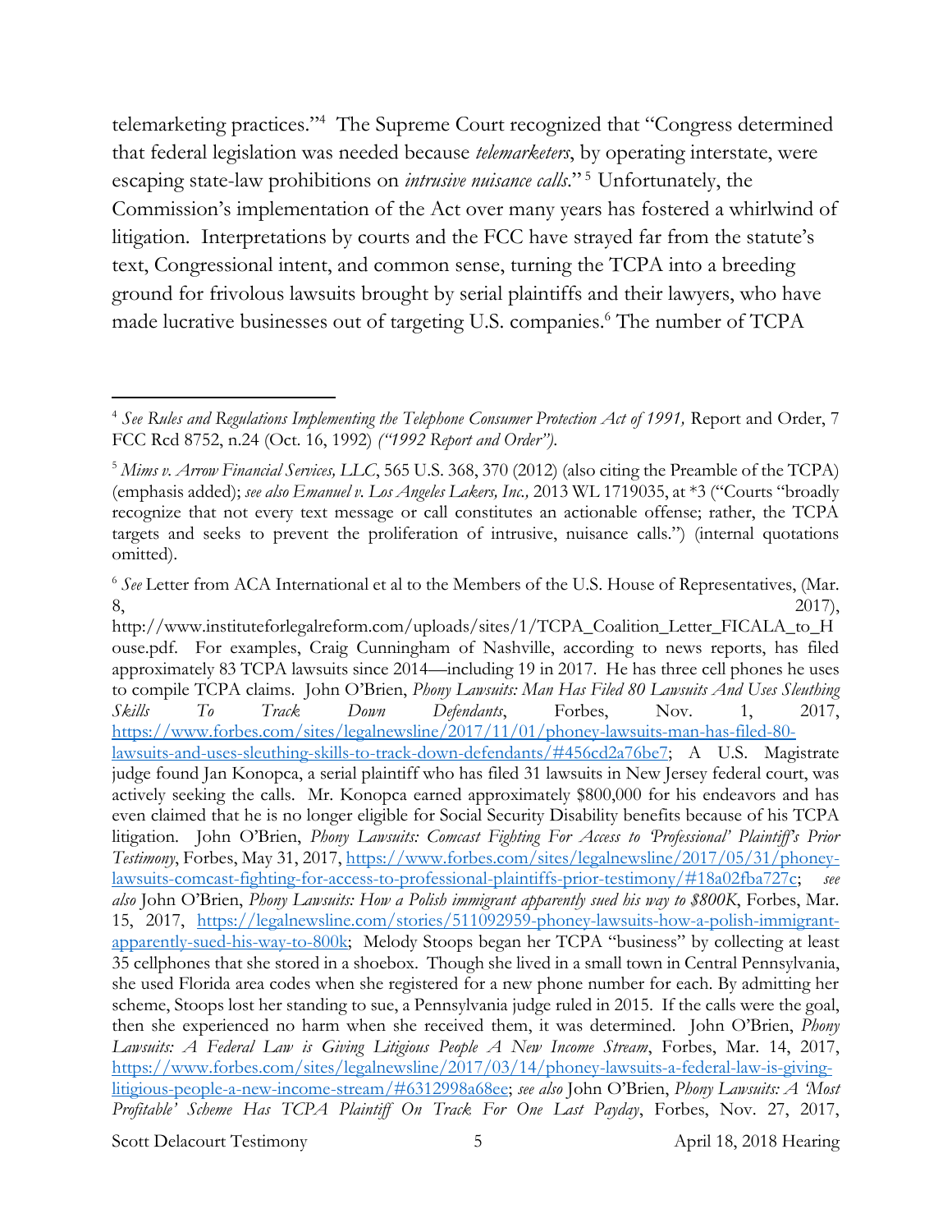telemarketing practices."[4] The Supreme Court recognized that "Congress determined that federal legislation was needed because *telemarketers*, by operating interstate, were escaping state-law prohibitions on *intrusive nuisance calls*."[5] Unfortunately, the Commission's implementation of the Act over many years has fostered a whirlwind of litigation. Interpretations by courts and the FCC have strayed far from the statute's text, Congressional intent, and common sense, turning the TCPA into a breeding ground for frivolous lawsuits brought by serial plaintiffs and their lawyers, who have made lucrative businesses out of targeting U.S. companies.[6] The number of TCPA

---

[4] *See Rules and Regulations Implementing the Telephone Consumer Protection Act of 1991,* Report and Order, 7 FCC Rcd 8752, n.24 (Oct. 16, 1992) *("1992 Report and Order").*

[5] *Mims v. Arrow Financial Services, LLC*, 565 U.S. 368, 370 (2012) (also citing the Preamble of the TCPA) (emphasis added); *see also Emanuel v. Los Angeles Lakers, Inc.,* 2013 WL 1719035, at *3 ("Courts "broadly recognize that not every text message or call constitutes an actionable offense; rather, the TCPA targets and seeks to prevent the proliferation of intrusive, nuisance calls.") (internal quotations omitted).

[6] *See* Letter from ACA International et al to the Members of the U.S. House of Representatives, (Mar. 8, 2017), http://www.instituteforlegalreform.com/uploads/sites/1/TCPA_Coalition_Letter_FICALA_to_House.pdf. For examples, Craig Cunningham of Nashville, according to news reports, has filed approximately 83 TCPA lawsuits since 2014—including 19 in 2017. He has three cell phones he uses to compile TCPA claims. John O'Brien, *Phony Lawsuits: Man Has Filed 80 Lawsuits And Uses Sleuthing Skills To Track Down Defendants*, Forbes, Nov. 1, 2017, https://www.forbes.com/sites/legalnewsline/2017/11/01/phoney-lawsuits-man-has-filed-80-lawsuits-and-uses-sleuthing-skills-to-track-down-defendants/#456cd2a76be7; A U.S. Magistrate judge found Jan Konopca, a serial plaintiff who has filed 31 lawsuits in New Jersey federal court, was actively seeking the calls. Mr. Konopca earned approximately $800,000 for his endeavors and has even claimed that he is no longer eligible for Social Security Disability benefits because of his TCPA litigation. John O'Brien, *Phony Lawsuits: Comcast Fighting For Access to 'Professional' Plaintiff's Prior Testimony*, Forbes, May 31, 2017, https://www.forbes.com/sites/legalnewsline/2017/05/31/phoney-lawsuits-comcast-fighting-for-access-to-professional-plaintiffs-prior-testimony/#18a02fba727c; *see also* John O'Brien, *Phony Lawsuits: How a Polish immigrant apparently sued his way to $800K*, Forbes, Mar. 15, 2017, https://legalnewsline.com/stories/511092959-phoney-lawsuits-how-a-polish-immigrant-apparently-sued-his-way-to-800k; Melody Stoops began her TCPA "business" by collecting at least 35 cellphones that she stored in a shoebox. Though she lived in a small town in Central Pennsylvania, she used Florida area codes when she registered for a new phone number for each. By admitting her scheme, Stoops lost her standing to sue, a Pennsylvania judge ruled in 2015. If the calls were the goal, then she experienced no harm when she received them, it was determined. John O'Brien, *Phony Lawsuits: A Federal Law is Giving Litigious People A New Income Stream*, Forbes, Mar. 14, 2017, https://www.forbes.com/sites/legalnewsline/2017/03/14/phoney-lawsuits-a-federal-law-is-giving-litigious-people-a-new-income-stream/#6312998a68ee; *see also* John O'Brien, *Phony Lawsuits: A 'Most Profitable' Scheme Has TCPA Plaintiff On Track For One Last Payday*, Forbes, Nov. 27, 2017,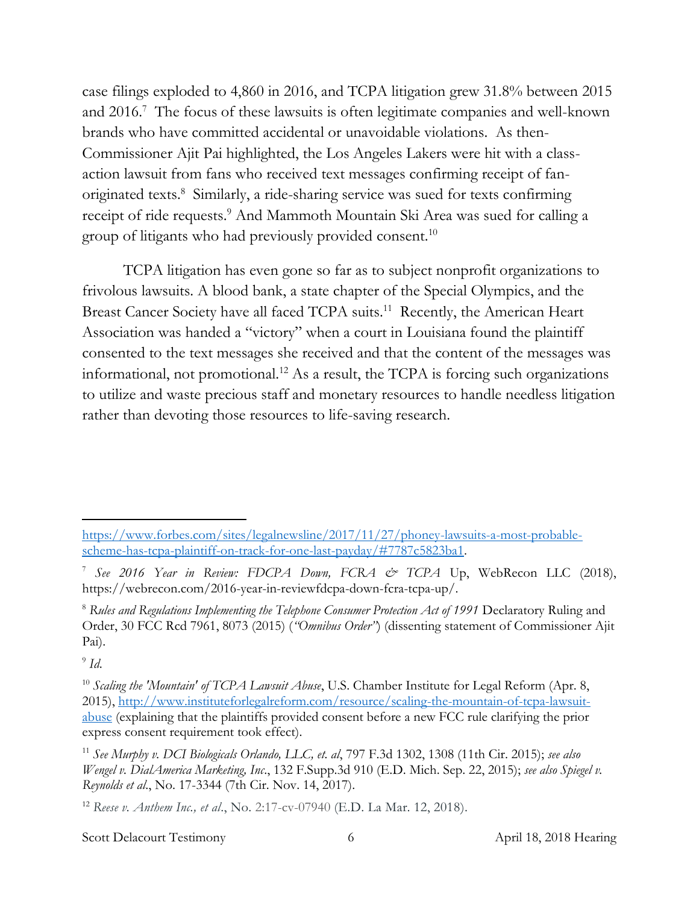case filings exploded to 4,860 in 2016, and TCPA litigation grew 31.8% between 2015 and 2016.[7] The focus of these lawsuits is often legitimate companies and well-known brands who have committed accidental or unavoidable violations. As then-Commissioner Ajit Pai highlighted, the Los Angeles Lakers were hit with a class-action lawsuit from fans who received text messages confirming receipt of fan-originated texts.[8] Similarly, a ride-sharing service was sued for texts confirming receipt of ride requests.[9] And Mammoth Mountain Ski Area was sued for calling a group of litigants who had previously provided consent.[10]

TCPA litigation has even gone so far as to subject nonprofit organizations to frivolous lawsuits. A blood bank, a state chapter of the Special Olympics, and the Breast Cancer Society have all faced TCPA suits.[11] Recently, the American Heart Association was handed a "victory" when a court in Louisiana found the plaintiff consented to the text messages she received and that the content of the messages was informational, not promotional.[12] As a result, the TCPA is forcing such organizations to utilize and waste precious staff and monetary resources to handle needless litigation rather than devoting those resources to life-saving research.

---

https://www.forbes.com/sites/legalnewsline/2017/11/27/phoney-lawsuits-a-most-probable-scheme-has-tcpa-plaintiff-on-track-for-one-last-payday/#7787c5823ba1.

[7] *See 2016 Year in Review: FDCPA Down, FCRA & TCPA* Up, WebRecon LLC (2018), https://webrecon.com/2016-year-in-reviewfdcpa-down-fcra-tcpa-up/.

[8] *Rules and Regulations Implementing the Telephone Consumer Protection Act of 1991* Declaratory Ruling and Order, 30 FCC Rcd 7961, 8073 (2015) (*"Omnibus Order"*) (dissenting statement of Commissioner Ajit Pai).

[9] *Id.*

[10] *Scaling the 'Mountain' of TCPA Lawsuit Abuse*, U.S. Chamber Institute for Legal Reform (Apr. 8, 2015), http://www.instituteforlegalreform.com/resource/scaling-the-mountain-of-tcpa-lawsuit-abuse (explaining that the plaintiffs provided consent before a new FCC rule clarifying the prior express consent requirement took effect).

[11] *See Murphy v. DCI Biologicals Orlando, LLC, et. al*, 797 F.3d 1302, 1308 (11th Cir. 2015); *see also Wengel v. DialAmerica Marketing, Inc*., 132 F.Supp.3d 910 (E.D. Mich. Sep. 22, 2015); *see also Spiegel v. Reynolds et al*., No. 17-3344 (7th Cir. Nov. 14, 2017).

[12] *Reese v. Anthem Inc., et al*., No. 2:17-cv-07940 (E.D. La Mar. 12, 2018).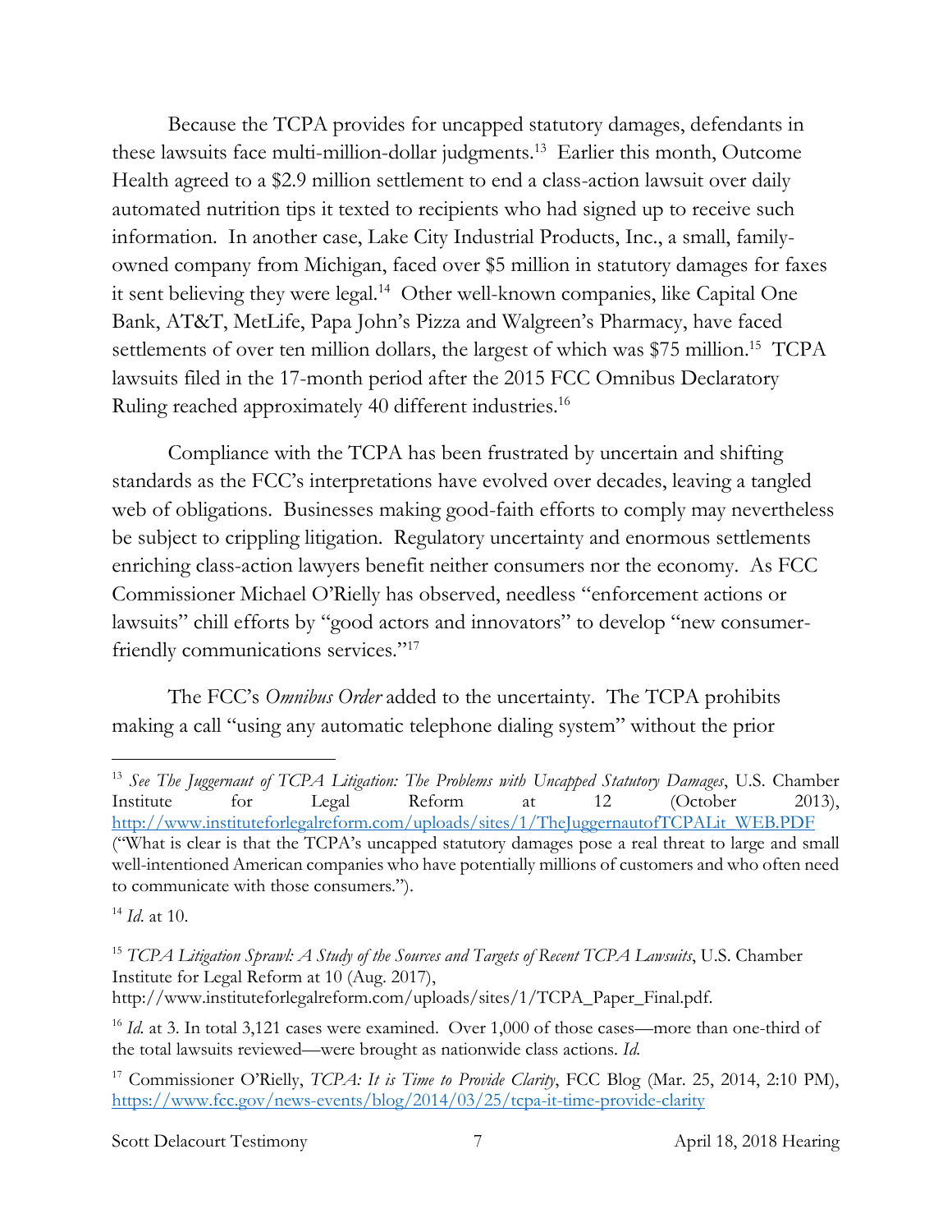Because the TCPA provides for uncapped statutory damages, defendants in these lawsuits face multi-million-dollar judgments.[13] Earlier this month, Outcome Health agreed to a $2.9 million settlement to end a class-action lawsuit over daily automated nutrition tips it texted to recipients who had signed up to receive such information. In another case, Lake City Industrial Products, Inc., a small, family-owned company from Michigan, faced over $5 million in statutory damages for faxes it sent believing they were legal.[14] Other well-known companies, like Capital One Bank, AT&T, MetLife, Papa John's Pizza and Walgreen's Pharmacy, have faced settlements of over ten million dollars, the largest of which was $75 million.[15] TCPA lawsuits filed in the 17-month period after the 2015 FCC Omnibus Declaratory Ruling reached approximately 40 different industries.[16]

Compliance with the TCPA has been frustrated by uncertain and shifting standards as the FCC's interpretations have evolved over decades, leaving a tangled web of obligations. Businesses making good-faith efforts to comply may nevertheless be subject to crippling litigation. Regulatory uncertainty and enormous settlements enriching class-action lawyers benefit neither consumers nor the economy. As FCC Commissioner Michael O'Rielly has observed, needless "enforcement actions or lawsuits" chill efforts by "good actors and innovators" to develop "new consumer-friendly communications services."[17]

The FCC's *Omnibus Order* added to the uncertainty. The TCPA prohibits making a call "using any automatic telephone dialing system" without the prior

---

[13] *See The Juggernaut of TCPA Litigation: The Problems with Uncapped Statutory Damages*, U.S. Chamber Institute for Legal Reform at 12 (October 2013), http://www.instituteforlegalreform.com/uploads/sites/1/TheJuggernautofTCPALit_WEB.PDF ("What is clear is that the TCPA's uncapped statutory damages pose a real threat to large and small well-intentioned American companies who have potentially millions of customers and who often need to communicate with those consumers.").

[14] *Id.* at 10.

[15] *TCPA Litigation Sprawl: A Study of the Sources and Targets of Recent TCPA Lawsuits*, U.S. Chamber Institute for Legal Reform at 10 (Aug. 2017), http://www.instituteforlegalreform.com/uploads/sites/1/TCPA_Paper_Final.pdf.

[16] *Id.* at 3. In total 3,121 cases were examined. Over 1,000 of those cases—more than one-third of the total lawsuits reviewed—were brought as nationwide class actions. *Id.*

[17] Commissioner O'Rielly, *TCPA: It is Time to Provide Clarity*, FCC Blog (Mar. 25, 2014, 2:10 PM), https://www.fcc.gov/news-events/blog/2014/03/25/tcpa-it-time-provide-clarity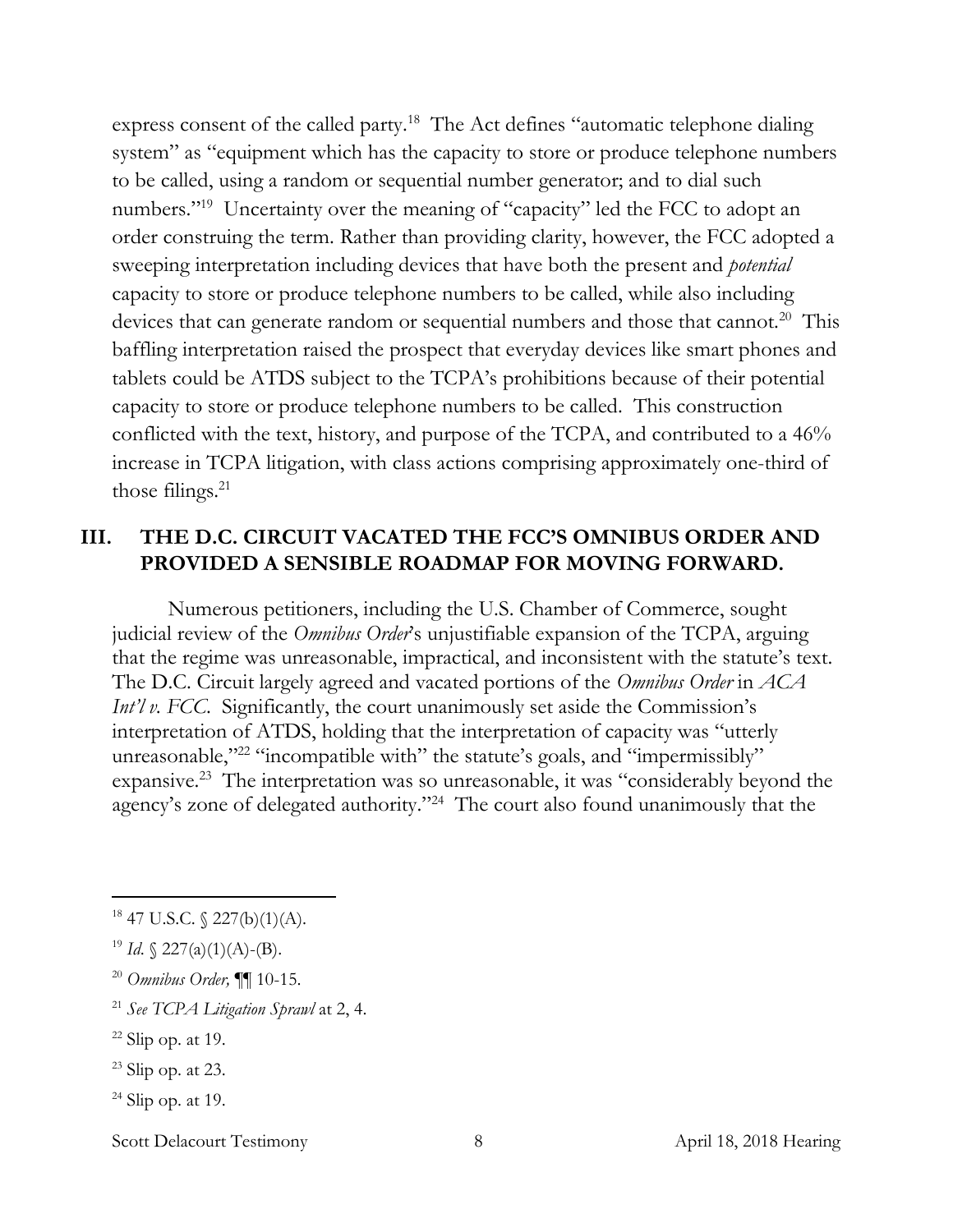express consent of the called party.[18] The Act defines "automatic telephone dialing system" as "equipment which has the capacity to store or produce telephone numbers to be called, using a random or sequential number generator; and to dial such numbers."[19] Uncertainty over the meaning of "capacity" led the FCC to adopt an order construing the term. Rather than providing clarity, however, the FCC adopted a sweeping interpretation including devices that have both the present and *potential* capacity to store or produce telephone numbers to be called, while also including devices that can generate random or sequential numbers and those that cannot.[20] This baffling interpretation raised the prospect that everyday devices like smart phones and tablets could be ATDS subject to the TCPA's prohibitions because of their potential capacity to store or produce telephone numbers to be called. This construction conflicted with the text, history, and purpose of the TCPA, and contributed to a 46% increase in TCPA litigation, with class actions comprising approximately one-third of those filings.[21]

## III. THE D.C. CIRCUIT VACATED THE FCC'S OMNIBUS ORDER AND PROVIDED A SENSIBLE ROADMAP FOR MOVING FORWARD.

Numerous petitioners, including the U.S. Chamber of Commerce, sought judicial review of the *Omnibus Order*'s unjustifiable expansion of the TCPA, arguing that the regime was unreasonable, impractical, and inconsistent with the statute's text. The D.C. Circuit largely agreed and vacated portions of the *Omnibus Order* in *ACA Int'l v. FCC*. Significantly, the court unanimously set aside the Commission's interpretation of ATDS, holding that the interpretation of capacity was "utterly unreasonable,"[22] "incompatible with" the statute's goals, and "impermissibly" expansive.[23] The interpretation was so unreasonable, it was "considerably beyond the agency's zone of delegated authority."[24] The court also found unanimously that the

---

[18] 47 U.S.C. § 227(b)(1)(A).

[19] *Id.* § 227(a)(1)(A)-(B).

[20] *Omnibus Order,* ¶¶ 10-15.

[21] *See TCPA Litigation Sprawl* at 2, 4.

[22] Slip op. at 19.

[23] Slip op. at 23.

[24] Slip op. at 19.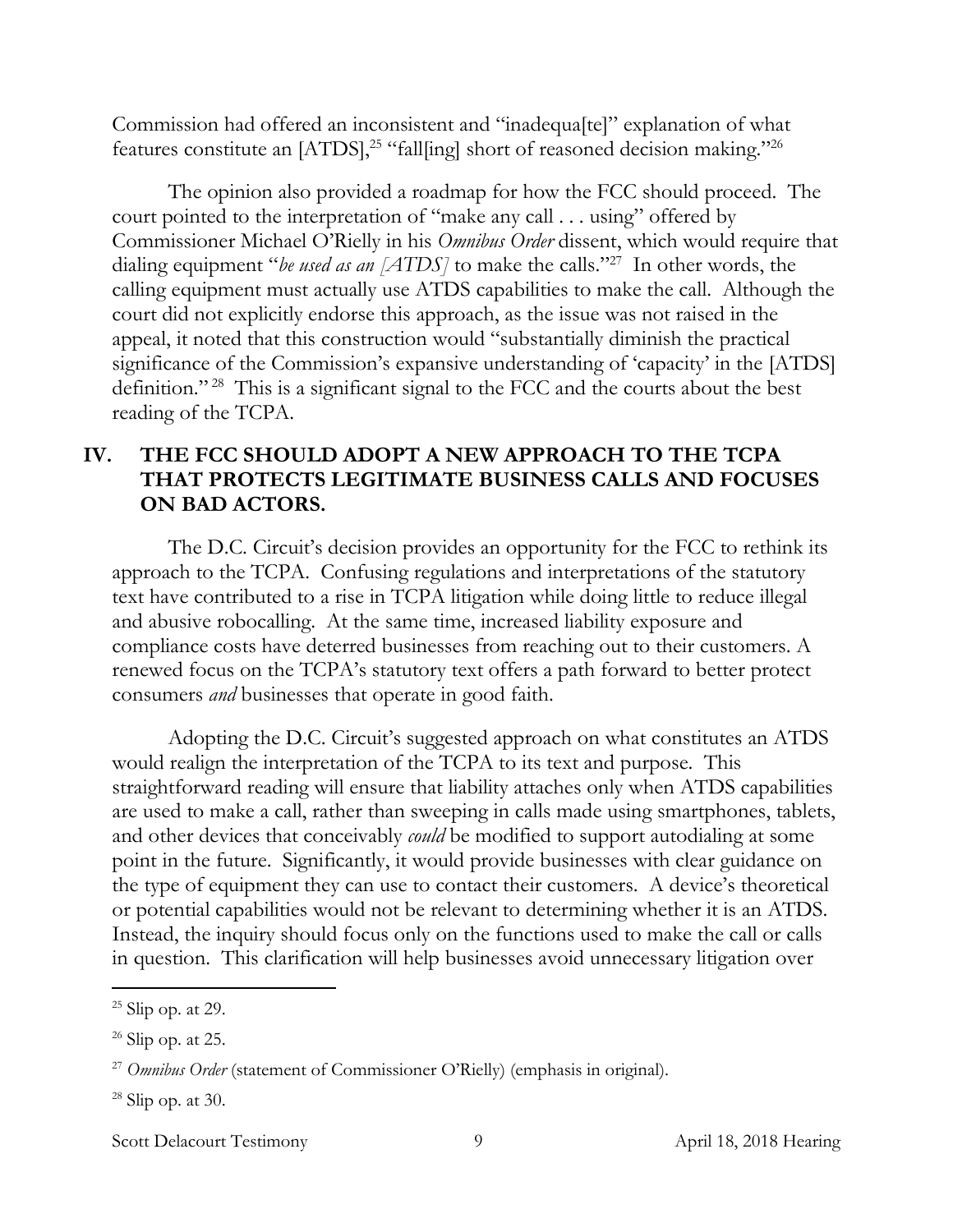Commission had offered an inconsistent and "inadequa[te]" explanation of what features constitute an [ATDS],[25] "fall[ing] short of reasoned decision making."[26]

The opinion also provided a roadmap for how the FCC should proceed. The court pointed to the interpretation of "make any call . . . using" offered by Commissioner Michael O'Rielly in his *Omnibus Order* dissent, which would require that dialing equipment "*be used as an [ATDS]* to make the calls."[27] In other words, the calling equipment must actually use ATDS capabilities to make the call. Although the court did not explicitly endorse this approach, as the issue was not raised in the appeal, it noted that this construction would "substantially diminish the practical significance of the Commission's expansive understanding of 'capacity' in the [ATDS] definition."[28] This is a significant signal to the FCC and the courts about the best reading of the TCPA.

## IV. THE FCC SHOULD ADOPT A NEW APPROACH TO THE TCPA THAT PROTECTS LEGITIMATE BUSINESS CALLS AND FOCUSES ON BAD ACTORS.

The D.C. Circuit's decision provides an opportunity for the FCC to rethink its approach to the TCPA. Confusing regulations and interpretations of the statutory text have contributed to a rise in TCPA litigation while doing little to reduce illegal and abusive robocalling. At the same time, increased liability exposure and compliance costs have deterred businesses from reaching out to their customers. A renewed focus on the TCPA's statutory text offers a path forward to better protect consumers *and* businesses that operate in good faith.

Adopting the D.C. Circuit's suggested approach on what constitutes an ATDS would realign the interpretation of the TCPA to its text and purpose. This straightforward reading will ensure that liability attaches only when ATDS capabilities are used to make a call, rather than sweeping in calls made using smartphones, tablets, and other devices that conceivably *could* be modified to support autodialing at some point in the future. Significantly, it would provide businesses with clear guidance on the type of equipment they can use to contact their customers. A device's theoretical or potential capabilities would not be relevant to determining whether it is an ATDS. Instead, the inquiry should focus only on the functions used to make the call or calls in question. This clarification will help businesses avoid unnecessary litigation over

---

[25] Slip op. at 29.

[26] Slip op. at 25.

[27] *Omnibus Order* (statement of Commissioner O'Rielly) (emphasis in original).

[28] Slip op. at 30.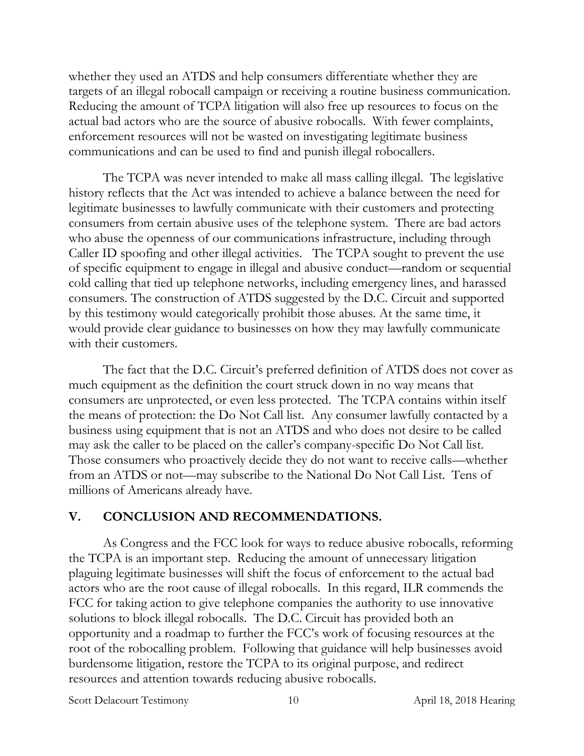whether they used an ATDS and help consumers differentiate whether they are targets of an illegal robocall campaign or receiving a routine business communication. Reducing the amount of TCPA litigation will also free up resources to focus on the actual bad actors who are the source of abusive robocalls. With fewer complaints, enforcement resources will not be wasted on investigating legitimate business communications and can be used to find and punish illegal robocallers.

The TCPA was never intended to make all mass calling illegal. The legislative history reflects that the Act was intended to achieve a balance between the need for legitimate businesses to lawfully communicate with their customers and protecting consumers from certain abusive uses of the telephone system. There are bad actors who abuse the openness of our communications infrastructure, including through Caller ID spoofing and other illegal activities. The TCPA sought to prevent the use of specific equipment to engage in illegal and abusive conduct—random or sequential cold calling that tied up telephone networks, including emergency lines, and harassed consumers. The construction of ATDS suggested by the D.C. Circuit and supported by this testimony would categorically prohibit those abuses. At the same time, it would provide clear guidance to businesses on how they may lawfully communicate with their customers.

The fact that the D.C. Circuit's preferred definition of ATDS does not cover as much equipment as the definition the court struck down in no way means that consumers are unprotected, or even less protected. The TCPA contains within itself the means of protection: the Do Not Call list. Any consumer lawfully contacted by a business using equipment that is not an ATDS and who does not desire to be called may ask the caller to be placed on the caller's company-specific Do Not Call list. Those consumers who proactively decide they do not want to receive calls—whether from an ATDS or not—may subscribe to the National Do Not Call List. Tens of millions of Americans already have.

## V. CONCLUSION AND RECOMMENDATIONS.

As Congress and the FCC look for ways to reduce abusive robocalls, reforming the TCPA is an important step. Reducing the amount of unnecessary litigation plaguing legitimate businesses will shift the focus of enforcement to the actual bad actors who are the root cause of illegal robocalls. In this regard, ILR commends the FCC for taking action to give telephone companies the authority to use innovative solutions to block illegal robocalls. The D.C. Circuit has provided both an opportunity and a roadmap to further the FCC's work of focusing resources at the root of the robocalling problem. Following that guidance will help businesses avoid burdensome litigation, restore the TCPA to its original purpose, and redirect resources and attention towards reducing abusive robocalls.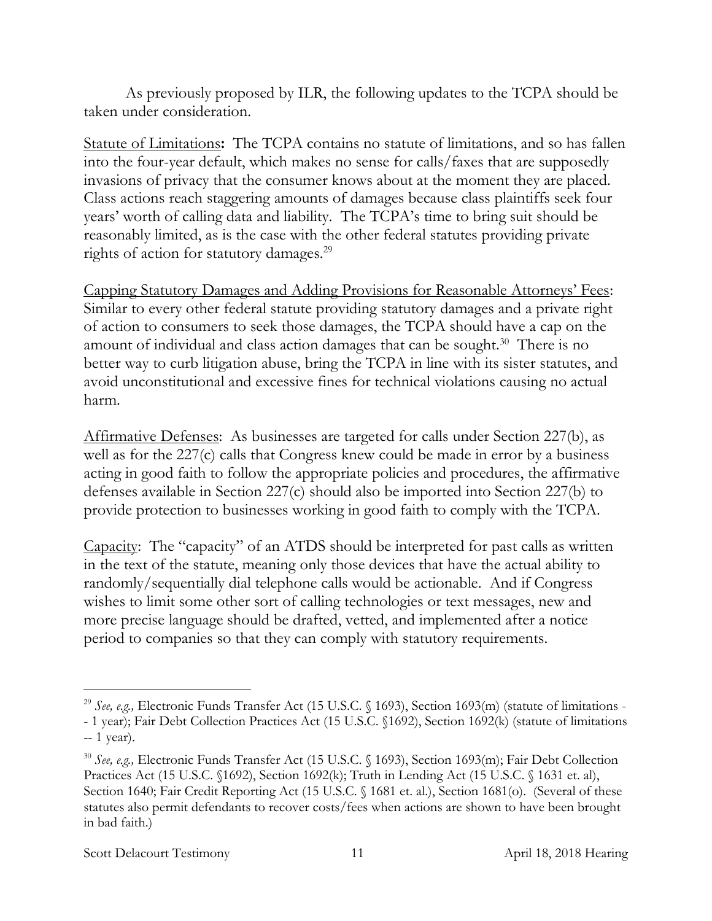As previously proposed by ILR, the following updates to the TCPA should be taken under consideration.

Statute of Limitations**:** The TCPA contains no statute of limitations, and so has fallen into the four-year default, which makes no sense for calls/faxes that are supposedly invasions of privacy that the consumer knows about at the moment they are placed. Class actions reach staggering amounts of damages because class plaintiffs seek four years' worth of calling data and liability. The TCPA's time to bring suit should be reasonably limited, as is the case with the other federal statutes providing private rights of action for statutory damages.[29]

Capping Statutory Damages and Adding Provisions for Reasonable Attorneys' Fees: Similar to every other federal statute providing statutory damages and a private right of action to consumers to seek those damages, the TCPA should have a cap on the amount of individual and class action damages that can be sought.[30] There is no better way to curb litigation abuse, bring the TCPA in line with its sister statutes, and avoid unconstitutional and excessive fines for technical violations causing no actual harm.

Affirmative Defenses: As businesses are targeted for calls under Section 227(b), as well as for the 227(c) calls that Congress knew could be made in error by a business acting in good faith to follow the appropriate policies and procedures, the affirmative defenses available in Section 227(c) should also be imported into Section 227(b) to provide protection to businesses working in good faith to comply with the TCPA.

Capacity: The "capacity" of an ATDS should be interpreted for past calls as written in the text of the statute, meaning only those devices that have the actual ability to randomly/sequentially dial telephone calls would be actionable. And if Congress wishes to limit some other sort of calling technologies or text messages, new and more precise language should be drafted, vetted, and implemented after a notice period to companies so that they can comply with statutory requirements.

---

[29] *See, e.g.,* Electronic Funds Transfer Act (15 U.S.C. § 1693), Section 1693(m) (statute of limitations -- 1 year); Fair Debt Collection Practices Act (15 U.S.C. §1692), Section 1692(k) (statute of limitations -- 1 year).

[30] *See, e.g.,* Electronic Funds Transfer Act (15 U.S.C. § 1693), Section 1693(m); Fair Debt Collection Practices Act (15 U.S.C. §1692), Section 1692(k); Truth in Lending Act (15 U.S.C. § 1631 et. al), Section 1640; Fair Credit Reporting Act (15 U.S.C. § 1681 et. al.), Section 1681(o). (Several of these statutes also permit defendants to recover costs/fees when actions are shown to have been brought in bad faith.)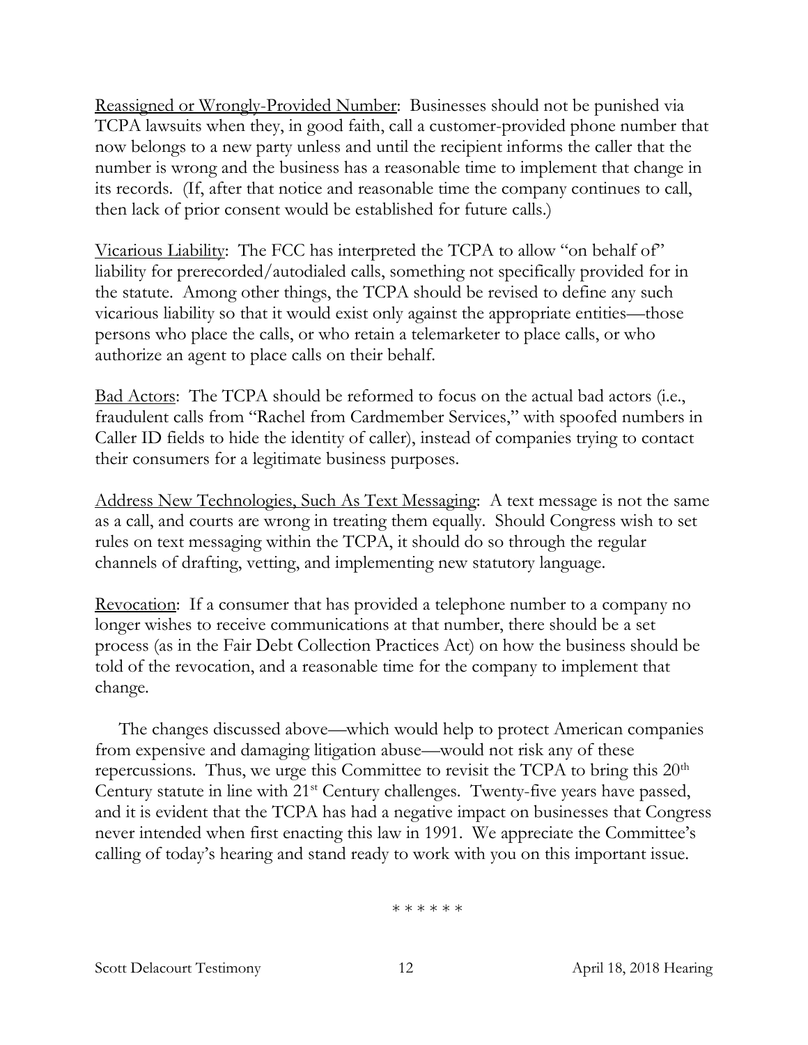<u>Reassigned or Wrongly-Provided Number</u>: Businesses should not be punished via TCPA lawsuits when they, in good faith, call a customer-provided phone number that now belongs to a new party unless and until the recipient informs the caller that the number is wrong and the business has a reasonable time to implement that change in its records. (If, after that notice and reasonable time the company continues to call, then lack of prior consent would be established for future calls.)

<u>Vicarious Liability</u>: The FCC has interpreted the TCPA to allow "on behalf of" liability for prerecorded/autodialed calls, something not specifically provided for in the statute. Among other things, the TCPA should be revised to define any such vicarious liability so that it would exist only against the appropriate entities—those persons who place the calls, or who retain a telemarketer to place calls, or who authorize an agent to place calls on their behalf.

<u>Bad Actors</u>: The TCPA should be reformed to focus on the actual bad actors (i.e., fraudulent calls from "Rachel from Cardmember Services," with spoofed numbers in Caller ID fields to hide the identity of caller), instead of companies trying to contact their consumers for a legitimate business purposes.

<u>Address New Technologies, Such As Text Messaging</u>: A text message is not the same as a call, and courts are wrong in treating them equally. Should Congress wish to set rules on text messaging within the TCPA, it should do so through the regular channels of drafting, vetting, and implementing new statutory language.

<u>Revocation</u>: If a consumer that has provided a telephone number to a company no longer wishes to receive communications at that number, there should be a set process (as in the Fair Debt Collection Practices Act) on how the business should be told of the revocation, and a reasonable time for the company to implement that change.

The changes discussed above—which would help to protect American companies from expensive and damaging litigation abuse—would not risk any of these repercussions. Thus, we urge this Committee to revisit the TCPA to bring this 20th Century statute in line with 21st Century challenges. Twenty-five years have passed, and it is evident that the TCPA has had a negative impact on businesses that Congress never intended when first enacting this law in 1991. We appreciate the Committee's calling of today's hearing and stand ready to work with you on this important issue.

\* \* \* \* \* \*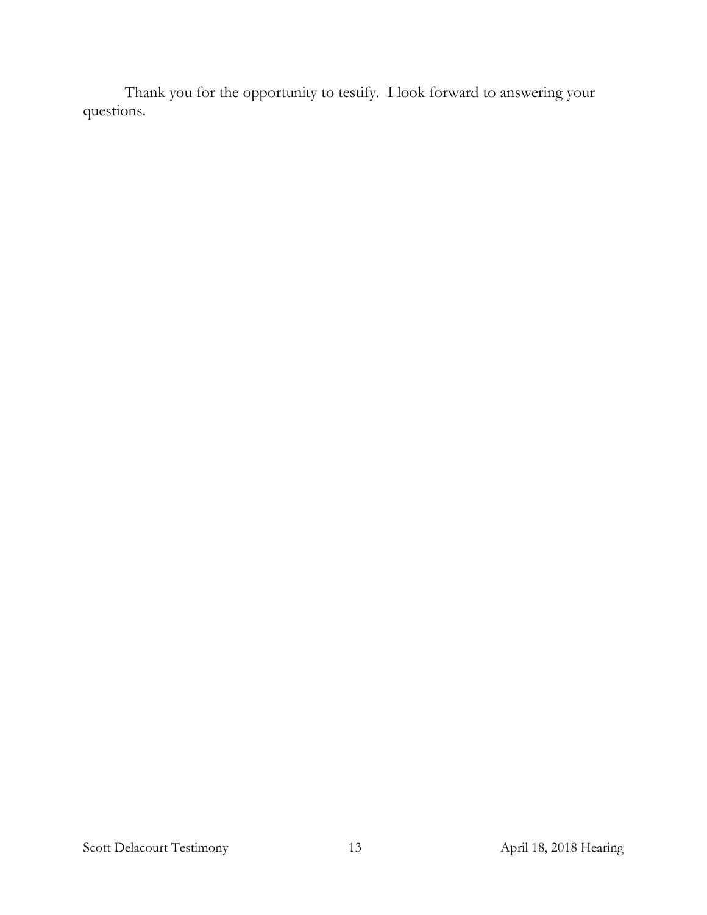Thank you for the opportunity to testify. I look forward to answering your questions.